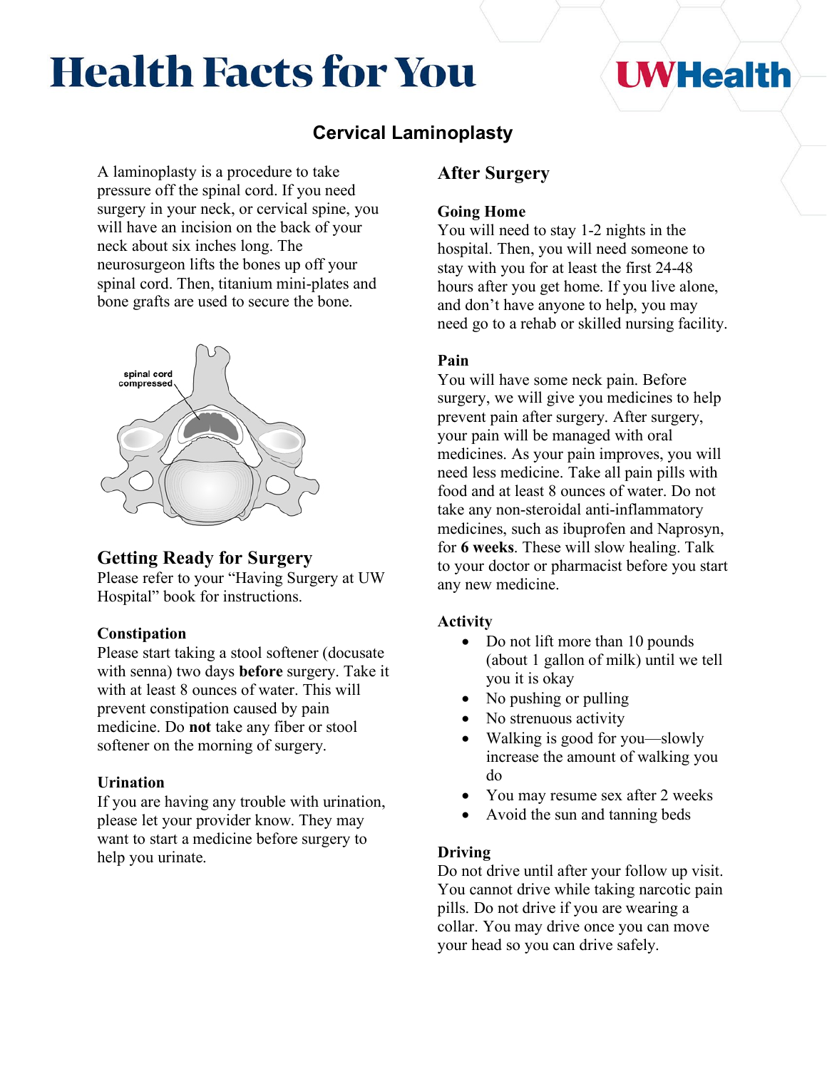# Health Facts for You

## Cervical Laminoplasty

A laminoplasty is a procedure to take pressure off the spinal cord. If you need surgery in your neck, or cervical spine, you will have an incision on the back of your neck about six inches long. The neurosurgeon lifts the bones up off your spinal cord. Then, titanium mini-plates and bone grafts are used to secure the bone.

spinal cord compressed

## Getting Ready for Surgery

Please refer to your "Having Surgery at UW Hospital" book for instructions.

### Constipation

Please start taking a stool softener (docusate with senna) two days **before** surgery. Take it with at least 8 ounces of water. This will prevent constipation caused by pain medicine. Do **not** take any fiber or stool softener on the morning of surgery.

### Urination

If you are having any trouble with urination, please let your provider know. They may want to start a medicine before surgery to help you urinate.

## After Surgery

### Going Home

You will need to stay 1-2 nights in the hospital. Then, you will need someone to stay with you for at least the first 24-48 hours after you get home. If you live alone, and don't have anyone to help, you may need go to a rehab or skilled nursing facility.

### Pain

You will have some neck pain. Before surgery, we will give you medicines to help prevent pain after surgery. After surgery, your pain will be managed with oral medicines. As your pain improves, you will need less medicine. Take all pain pills with food and at least 8 ounces of water. Do not take any non-steroidal anti-inflammatory medicines, such as ibuprofen and Naprosyn, for **6 weeks**. These will slow healing. Talk to your doctor or pharmacist before you start any new medicine.

### Activity

- Do not lift more than 10 pounds (about 1 gallon of milk) until we tell you it is okay
- No pushing or pulling
- No strenuous activity
- Walking is good for you—slowly increase the amount of walking you do
- You may resume sex after 2 weeks
- Avoid the sun and tanning beds

### Driving

Do not drive until after your follow up visit. You cannot drive while taking narcotic pain pills. Do not drive if you are wearing a collar. You may drive once you can move your head so you can drive safely.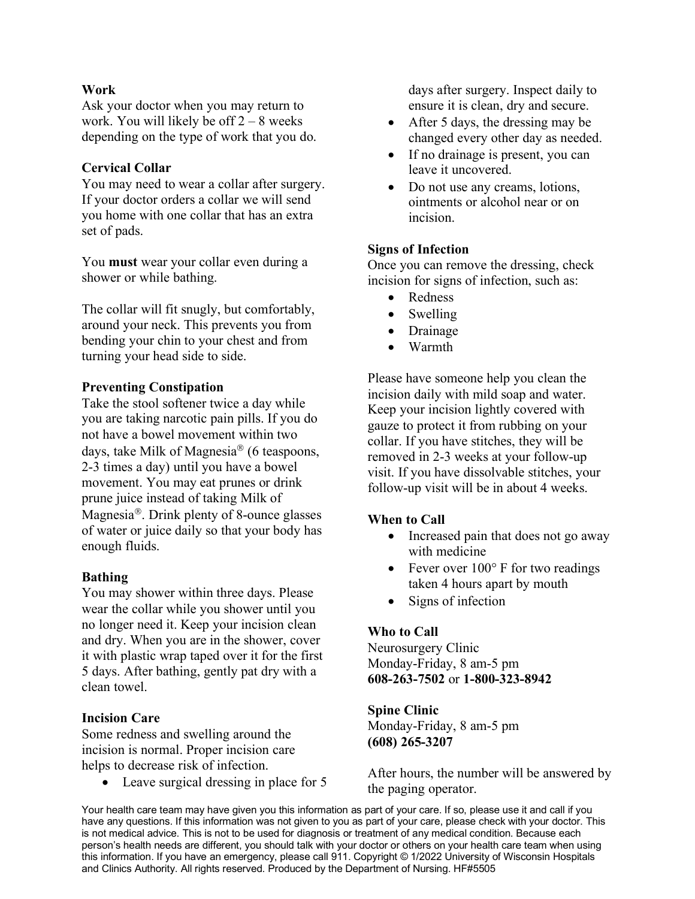**Work**

Ask your doctor when you may return to work. You will likely be off 2 – 8 weeks depending on the type of work that you do.

**Cervical Collar**

You may need to wear a collar after surgery. If your doctor orders a collar we will send you home with one collar that has an extra set of pads.

You **must** wear your collar even during a shower or while bathing.

The collar will fit snugly, but comfortably, around your neck. This prevents you from bending your chin to your chest and from turning your head side to side.

**Preventing Constipation**

Take the stool softener twice a day while you are taking narcotic pain pills. If you do not have a bowel movement within two days, take Milk of Magnesia® (6 teaspoons, 2-3 times a day) until you have a bowel movement. You may eat prunes or drink prune juice instead of taking Milk of Magnesia®. Drink plenty of 8-ounce glasses of water or juice daily so that your body has enough fluids.

**Bathing**

You may shower within three days. Please wear the collar while you shower until you no longer need it. Keep your incision clean and dry. When you are in the shower, cover it with plastic wrap taped over it for the first 5 days. After bathing, gently pat dry with a clean towel.

**Incision Care**

Some redness and swelling around the incision is normal. Proper incision care helps to decrease risk of infection.

- Leave surgical dressing in place for 5 days after surgery. Inspect daily to ensure it is clean, dry and secure.
- After 5 days, the dressing may be changed every other day as needed.
- If no drainage is present, you can leave it uncovered.
- Do not use any creams, lotions, ointments or alcohol near or on incision.

**Signs of Infection**

Once you can remove the dressing, check incision for signs of infection, such as:

- Redness
- Swelling
- Drainage
- Warmth

Please have someone help you clean the incision daily with mild soap and water. Keep your incision lightly covered with gauze to protect it from rubbing on your collar. If you have stitches, they will be removed in 2-3 weeks at your follow-up visit. If you have dissolvable stitches, your follow-up visit will be in about 4 weeks.

**When to Call**

- Increased pain that does not go away with medicine
- Fever over 100° F for two readings taken 4 hours apart by mouth
- Signs of infection

**Who to Call**

Neurosurgery Clinic
Monday-Friday, 8 am-5 pm
**608-263-7502** or **1-800-323-8942**

**Spine Clinic**
Monday-Friday, 8 am-5 pm
**(608) 265-3207**

After hours, the number will be answered by the paging operator.

Your health care team may have given you this information as part of your care. If so, please use it and call if you have any questions. If this information was not given to you as part of your care, please check with your doctor. This is not medical advice. This is not to be used for diagnosis or treatment of any medical condition. Because each person's health needs are different, you should talk with your doctor or others on your health care team when using this information. If you have an emergency, please call 911. Copyright © 1/2022 University of Wisconsin Hospitals and Clinics Authority. All rights reserved. Produced by the Department of Nursing. HF#5505